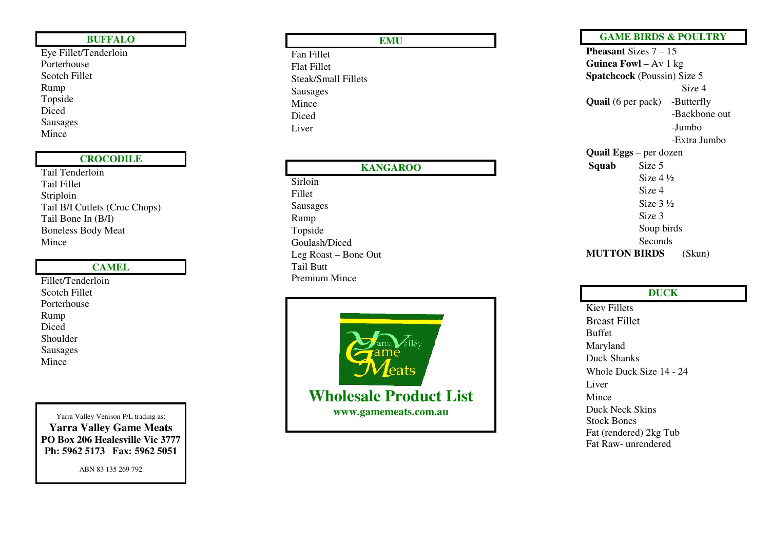## BUFFALO

Eye Fillet/Tenderloin
Porterhouse
Scotch Fillet
Rump
Topside
Diced
Sausages
Mince

## CROCODILE

Tail Tenderloin
Tail Fillet
Striploin
Tail B/I Cutlets (Croc Chops)
Tail Bone In (B/I)
Boneless Body Meat
Mince

## CAMEL

Fillet/Tenderloin
Scotch Fillet
Porterhouse
Rump
Diced
Shoulder
Sausages
Mince

Yarra Valley Venison P/L trading as:
**Yarra Valley Game Meats**
**PO Box 206 Healesville Vic 3777**
**Ph: 5962 5173 Fax: 5962 5051**

ABN 83 135 269 792

## EMU

Fan Fillet
Flat Fillet
Steak/Small Fillets
Sausages
Mince
Diced
Liver

## KANGAROO

Sirloin
Fillet
Sausages
Rump
Topside
Goulash/Diced
Leg Roast – Bone Out
Tail Butt
Premium Mince

Yarra Valley Game Meats

# Wholesale Product List

**www.gamemeats.com.au**

## GAME BIRDS & POULTRY

**Pheasant** Sizes 7 – 15
**Guinea Fowl** – Av 1 kg
**Spatchcock** (Poussin) Size 5
Size 4
**Quail** (6 per pack) -Butterfly
-Backbone out
-Jumbo
-Extra Jumbo
**Quail Eggs** – per dozen
**Squab** Size 5
Size 4 ½
Size 4
Size 3 ½
Size 3
Soup birds
Seconds
**MUTTON BIRDS** (Skun)

## DUCK

Kiev Fillets
Breast Fillet
Buffet
Maryland
Duck Shanks
Whole Duck Size 14 - 24
Liver
Mince
Duck Neck Skins
Stock Bones
Fat (rendered) 2kg Tub
Fat Raw- unrendered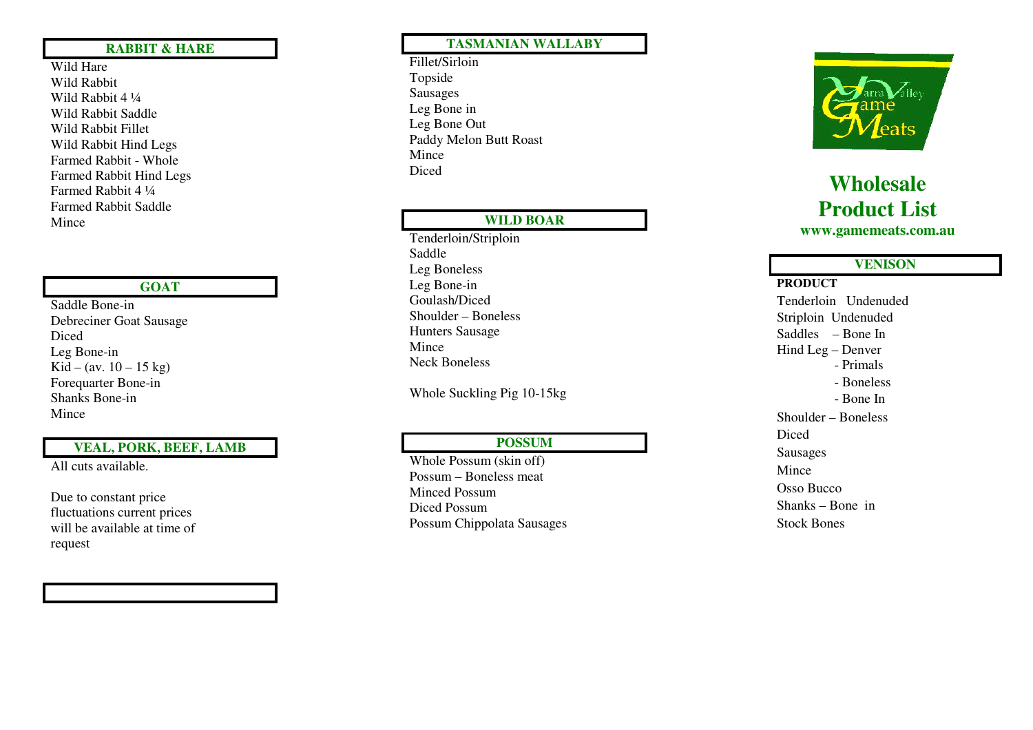## RABBIT & HARE

Wild Hare
Wild Rabbit
Wild Rabbit 4 ¼
Wild Rabbit Saddle
Wild Rabbit Fillet
Wild Rabbit Hind Legs
Farmed Rabbit - Whole
Farmed Rabbit Hind Legs
Farmed Rabbit 4 ¼
Farmed Rabbit Saddle
Mince

## GOAT

Saddle Bone-in
Debreciner Goat Sausage
Diced
Leg Bone-in
Kid – (av. 10 – 15 kg)
Forequarter Bone-in
Shanks Bone-in
Mince

## VEAL, PORK, BEEF, LAMB

All cuts available.

Due to constant price fluctuations current prices will be available at time of request

## TASMANIAN WALLABY

Fillet/Sirloin
Topside
Sausages
Leg Bone in
Leg Bone Out
Paddy Melon Butt Roast
Mince
Diced

## WILD BOAR

Tenderloin/Striploin
Saddle
Leg Boneless
Leg Bone-in
Goulash/Diced
Shoulder – Boneless
Hunters Sausage
Mince
Neck Boneless

Whole Suckling Pig 10-15kg

## POSSUM

Whole Possum (skin off)
Possum – Boneless meat
Minced Possum
Diced Possum
Possum Chippolata Sausages

Yarra Valley Game Meats

# Wholesale Product List

**www.gamemeats.com.au**

## VENISON

**PRODUCT**

Tenderloin Undenuded
Striploin Undenuded
Saddles – Bone In
Hind Leg – Denver
- Primals
- Boneless
- Bone In

Shoulder – Boneless
Diced
Sausages
Mince
Osso Bucco
Shanks – Bone in
Stock Bones